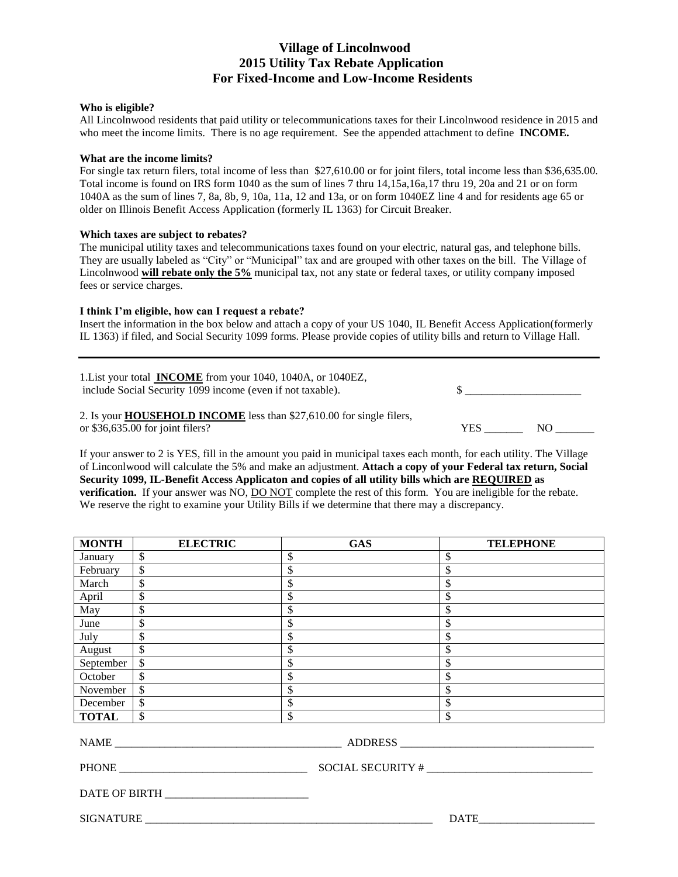# Village of Lincolnwood
# 2015 Utility Tax Rebate Application
# For Fixed-Income and Low-Income Residents

**Who is eligible?**

All Lincolnwood residents that paid utility or telecommunications taxes for their Lincolnwood residence in 2015 and who meet the income limits. There is no age requirement. See the appended attachment to define **INCOME.**

**What are the income limits?**

For single tax return filers, total income of less than $27,610.00 or for joint filers, total income less than $36,635.00. Total income is found on IRS form 1040 as the sum of lines 7 thru 14,15a,16a,17 thru 19, 20a and 21 or on form 1040A as the sum of lines 7, 8a, 8b, 9, 10a, 11a, 12 and 13a, or on form 1040EZ line 4 and for residents age 65 or older on Illinois Benefit Access Application (formerly IL 1363) for Circuit Breaker.

**Which taxes are subject to rebates?**

The municipal utility taxes and telecommunications taxes found on your electric, natural gas, and telephone bills. They are usually labeled as "City" or "Municipal" tax and are grouped with other taxes on the bill. The Village of Lincolnwood **will rebate only the 5%** municipal tax, not any state or federal taxes, or utility company imposed fees or service charges.

**I think I'm eligible, how can I request a rebate?**

Insert the information in the box below and attach a copy of your US 1040, IL Benefit Access Application(formerly IL 1363) if filed, and Social Security 1099 forms. Please provide copies of utility bills and return to Village Hall.

---

1.List your total **INCOME** from your 1040, 1040A, or 1040EZ, include Social Security 1099 income (even if not taxable). $ ____________________

2. Is your **HOUSEHOLD INCOME** less than $27,610.00 for single filers, or $36,635.00 for joint filers? YES _______ NO _______

If your answer to 2 is YES, fill in the amount you paid in municipal taxes each month, for each utility. The Village of Linconlwood will calculate the 5% and make an adjustment. **Attach a copy of your Federal tax return, Social Security 1099, IL-Benefit Access Applicaton and copies of all utility bills which are REQUIRED as verification.** If your answer was NO, DO NOT complete the rest of this form. You are ineligible for the rebate. We reserve the right to examine your Utility Bills if we determine that there may a discrepancy.

| MONTH | ELECTRIC | GAS | TELEPHONE |
|---|---|---|---|
| January | $ | $ | $ |
| February | $ | $ | $ |
| March | $ | $ | $ |
| April | $ | $ | $ |
| May | $ | $ | $ |
| June | $ | $ | $ |
| July | $ | $ | $ |
| August | $ | $ | $ |
| September | $ | $ | $ |
| October | $ | $ | $ |
| November | $ | $ | $ |
| December | $ | $ | $ |
| **TOTAL** | $ | $ | $ |

NAME ________________________________________ ADDRESS ____________________________________

PHONE __________________________________ SOCIAL SECURITY # ______________________________

DATE OF BIRTH __________________________

SIGNATURE ______________________________________________________ DATE_____________________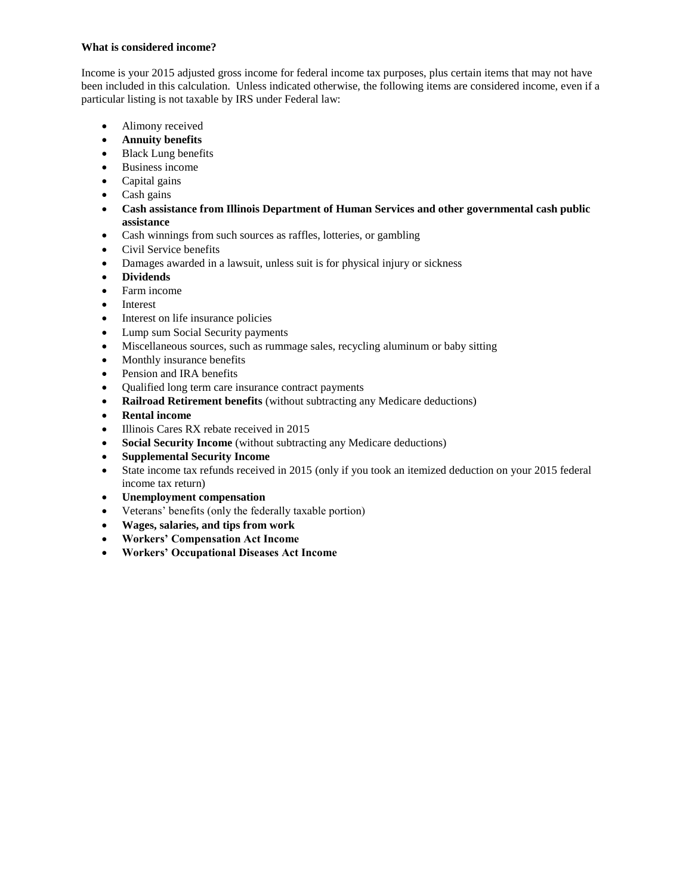**What is considered income?**

Income is your 2015 adjusted gross income for federal income tax purposes, plus certain items that may not have been included in this calculation. Unless indicated otherwise, the following items are considered income, even if a particular listing is not taxable by IRS under Federal law:

- Alimony received
- **Annuity benefits**
- Black Lung benefits
- Business income
- Capital gains
- Cash gains
- **Cash assistance from Illinois Department of Human Services and other governmental cash public assistance**
- Cash winnings from such sources as raffles, lotteries, or gambling
- Civil Service benefits
- Damages awarded in a lawsuit, unless suit is for physical injury or sickness
- **Dividends**
- Farm income
- Interest
- Interest on life insurance policies
- Lump sum Social Security payments
- Miscellaneous sources, such as rummage sales, recycling aluminum or baby sitting
- Monthly insurance benefits
- Pension and IRA benefits
- Qualified long term care insurance contract payments
- **Railroad Retirement benefits** (without subtracting any Medicare deductions)
- **Rental income**
- Illinois Cares RX rebate received in 2015
- **Social Security Income** (without subtracting any Medicare deductions)
- **Supplemental Security Income**
- State income tax refunds received in 2015 (only if you took an itemized deduction on your 2015 federal income tax return)
- **Unemployment compensation**
- Veterans' benefits (only the federally taxable portion)
- **Wages, salaries, and tips from work**
- **Workers' Compensation Act Income**
- **Workers' Occupational Diseases Act Income**